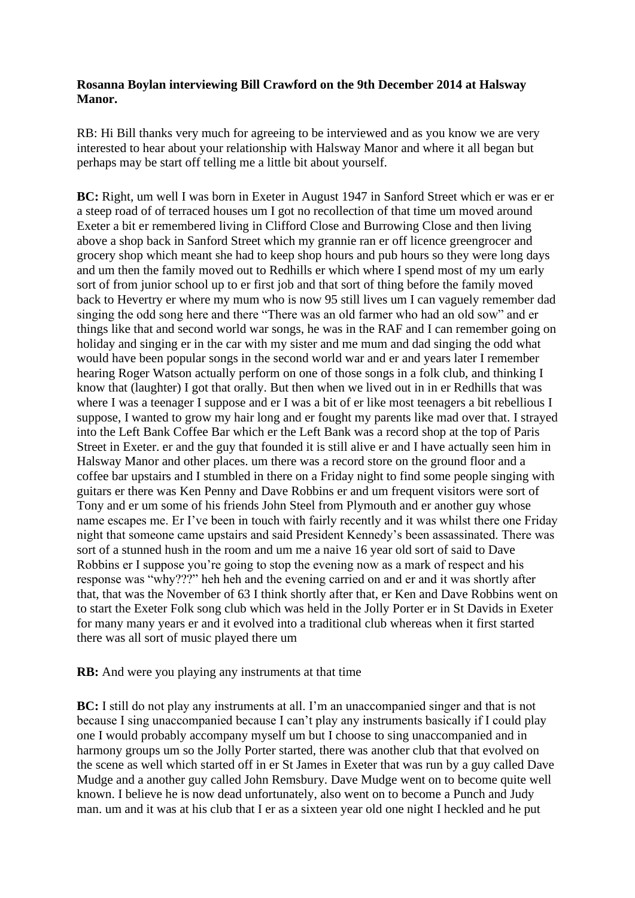**Rosanna Boylan interviewing Bill Crawford on the 9th December 2014 at Halsway Manor.**

RB: Hi Bill thanks very much for agreeing to be interviewed and as you know we are very interested to hear about your relationship with Halsway Manor and where it all began but perhaps may be start off telling me a little bit about yourself.

**BC:** Right, um well I was born in Exeter in August 1947 in Sanford Street which er was er er a steep road of of terraced houses um I got no recollection of that time um moved around Exeter a bit er remembered living in Clifford Close and Burrowing Close and then living above a shop back in Sanford Street which my grannie ran er off licence greengrocer and grocery shop which meant she had to keep shop hours and pub hours so they were long days and um then the family moved out to Redhills er which where I spend most of my um early sort of from junior school up to er first job and that sort of thing before the family moved back to Hevertry er where my mum who is now 95 still lives um I can vaguely remember dad singing the odd song here and there "There was an old farmer who had an old sow" and er things like that and second world war songs, he was in the RAF and I can remember going on holiday and singing er in the car with my sister and me mum and dad singing the odd what would have been popular songs in the second world war and er and years later I remember hearing Roger Watson actually perform on one of those songs in a folk club, and thinking I know that (laughter) I got that orally. But then when we lived out in in er Redhills that was where I was a teenager I suppose and er I was a bit of er like most teenagers a bit rebellious I suppose, I wanted to grow my hair long and er fought my parents like mad over that. I strayed into the Left Bank Coffee Bar which er the Left Bank was a record shop at the top of Paris Street in Exeter. er and the guy that founded it is still alive er and I have actually seen him in Halsway Manor and other places. um there was a record store on the ground floor and a coffee bar upstairs and I stumbled in there on a Friday night to find some people singing with guitars er there was Ken Penny and Dave Robbins er and um frequent visitors were sort of Tony and er um some of his friends John Steel from Plymouth and er another guy whose name escapes me. Er I've been in touch with fairly recently and it was whilst there one Friday night that someone came upstairs and said President Kennedy's been assassinated. There was sort of a stunned hush in the room and um me a naive 16 year old sort of said to Dave Robbins er I suppose you're going to stop the evening now as a mark of respect and his response was "why???" heh heh and the evening carried on and er and it was shortly after that, that was the November of 63 I think shortly after that, er Ken and Dave Robbins went on to start the Exeter Folk song club which was held in the Jolly Porter er in St Davids in Exeter for many many years er and it evolved into a traditional club whereas when it first started there was all sort of music played there um

**RB:** And were you playing any instruments at that time

**BC:** I still do not play any instruments at all. I'm an unaccompanied singer and that is not because I sing unaccompanied because I can't play any instruments basically if I could play one I would probably accompany myself um but I choose to sing unaccompanied and in harmony groups um so the Jolly Porter started, there was another club that that evolved on the scene as well which started off in er St James in Exeter that was run by a guy called Dave Mudge and a another guy called John Remsbury. Dave Mudge went on to become quite well known. I believe he is now dead unfortunately, also went on to become a Punch and Judy man. um and it was at his club that I er as a sixteen year old one night I heckled and he put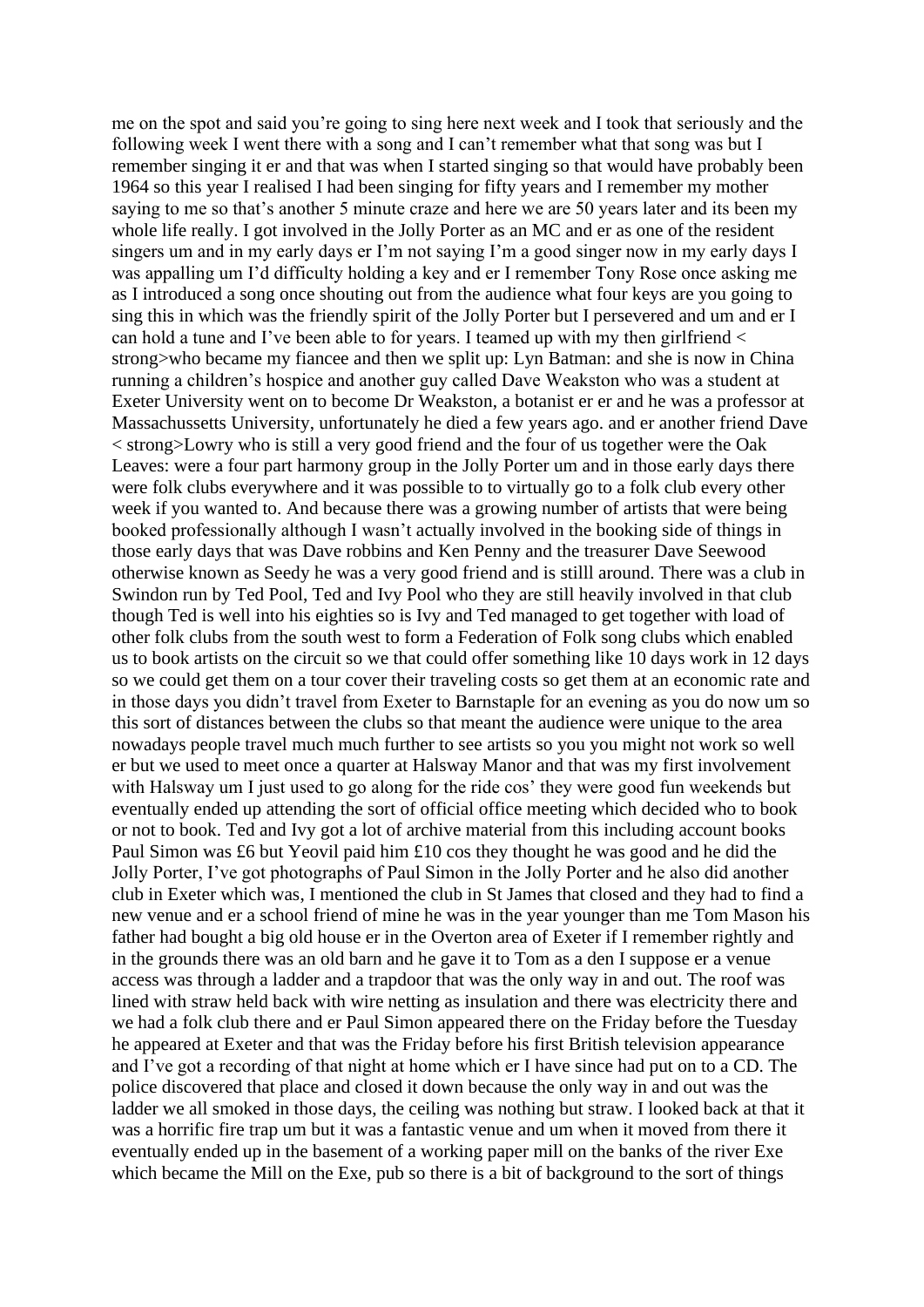me on the spot and said you're going to sing here next week and I took that seriously and the following week I went there with a song and I can't remember what that song was but I remember singing it er and that was when I started singing so that would have probably been 1964 so this year I realised I had been singing for fifty years and I remember my mother saying to me so that's another 5 minute craze and here we are 50 years later and its been my whole life really. I got involved in the Jolly Porter as an MC and er as one of the resident singers um and in my early days er I'm not saying I'm a good singer now in my early days I was appalling um I'd difficulty holding a key and er I remember Tony Rose once asking me as I introduced a song once shouting out from the audience what four keys are you going to sing this in which was the friendly spirit of the Jolly Porter but I persevered and um and er I can hold a tune and I've been able to for years. I teamed up with my then girlfriend < strong>who became my fiancee and then we split up: Lyn Batman: and she is now in China running a children's hospice and another guy called Dave Weakston who was a student at Exeter University went on to become Dr Weakston, a botanist er er and he was a professor at Massachussetts University, unfortunately he died a few years ago. and er another friend Dave < strong>Lowry who is still a very good friend and the four of us together were the Oak Leaves: were a four part harmony group in the Jolly Porter um and in those early days there were folk clubs everywhere and it was possible to to virtually go to a folk club every other week if you wanted to. And because there was a growing number of artists that were being booked professionally although I wasn't actually involved in the booking side of things in those early days that was Dave robbins and Ken Penny and the treasurer Dave Seewood otherwise known as Seedy he was a very good friend and is stilll around. There was a club in Swindon run by Ted Pool, Ted and Ivy Pool who they are still heavily involved in that club though Ted is well into his eighties so is Ivy and Ted managed to get together with load of other folk clubs from the south west to form a Federation of Folk song clubs which enabled us to book artists on the circuit so we that could offer something like 10 days work in 12 days so we could get them on a tour cover their traveling costs so get them at an economic rate and in those days you didn't travel from Exeter to Barnstaple for an evening as you do now um so this sort of distances between the clubs so that meant the audience were unique to the area nowadays people travel much much further to see artists so you you might not work so well er but we used to meet once a quarter at Halsway Manor and that was my first involvement with Halsway um I just used to go along for the ride cos' they were good fun weekends but eventually ended up attending the sort of official office meeting which decided who to book or not to book. Ted and Ivy got a lot of archive material from this including account books Paul Simon was £6 but Yeovil paid him £10 cos they thought he was good and he did the Jolly Porter, I've got photographs of Paul Simon in the Jolly Porter and he also did another club in Exeter which was, I mentioned the club in St James that closed and they had to find a new venue and er a school friend of mine he was in the year younger than me Tom Mason his father had bought a big old house er in the Overton area of Exeter if I remember rightly and in the grounds there was an old barn and he gave it to Tom as a den I suppose er a venue access was through a ladder and a trapdoor that was the only way in and out. The roof was lined with straw held back with wire netting as insulation and there was electricity there and we had a folk club there and er Paul Simon appeared there on the Friday before the Tuesday he appeared at Exeter and that was the Friday before his first British television appearance and I've got a recording of that night at home which er I have since had put on to a CD. The police discovered that place and closed it down because the only way in and out was the ladder we all smoked in those days, the ceiling was nothing but straw. I looked back at that it was a horrific fire trap um but it was a fantastic venue and um when it moved from there it eventually ended up in the basement of a working paper mill on the banks of the river Exe which became the Mill on the Exe, pub so there is a bit of background to the sort of things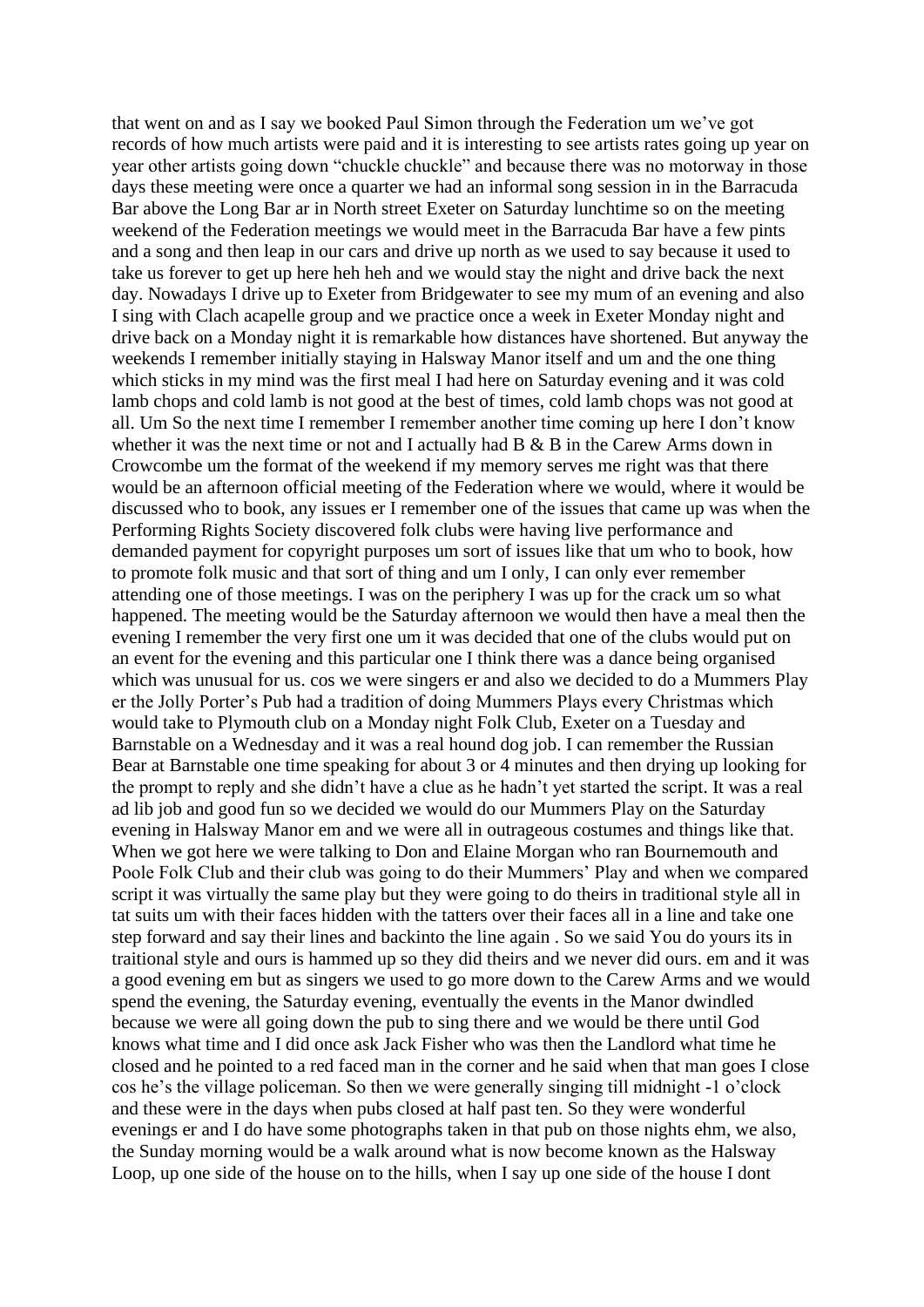that went on and as I say we booked Paul Simon through the Federation um we've got records of how much artists were paid and it is interesting to see artists rates going up year on year other artists going down "chuckle chuckle" and because there was no motorway in those days these meeting were once a quarter we had an informal song session in in the Barracuda Bar above the Long Bar ar in North street Exeter on Saturday lunchtime so on the meeting weekend of the Federation meetings we would meet in the Barracuda Bar have a few pints and a song and then leap in our cars and drive up north as we used to say because it used to take us forever to get up here heh heh and we would stay the night and drive back the next day. Nowadays I drive up to Exeter from Bridgewater to see my mum of an evening and also I sing with Clach acapelle group and we practice once a week in Exeter Monday night and drive back on a Monday night it is remarkable how distances have shortened. But anyway the weekends I remember initially staying in Halsway Manor itself and um and the one thing which sticks in my mind was the first meal I had here on Saturday evening and it was cold lamb chops and cold lamb is not good at the best of times, cold lamb chops was not good at all. Um So the next time I remember I remember another time coming up here I don't know whether it was the next time or not and I actually had B & B in the Carew Arms down in Crowcombe um the format of the weekend if my memory serves me right was that there would be an afternoon official meeting of the Federation where we would, where it would be discussed who to book, any issues er I remember one of the issues that came up was when the Performing Rights Society discovered folk clubs were having live performance and demanded payment for copyright purposes um sort of issues like that um who to book, how to promote folk music and that sort of thing and um I only, I can only ever remember attending one of those meetings. I was on the periphery I was up for the crack um so what happened. The meeting would be the Saturday afternoon we would then have a meal then the evening I remember the very first one um it was decided that one of the clubs would put on an event for the evening and this particular one I think there was a dance being organised which was unusual for us. cos we were singers er and also we decided to do a Mummers Play er the Jolly Porter's Pub had a tradition of doing Mummers Plays every Christmas which would take to Plymouth club on a Monday night Folk Club, Exeter on a Tuesday and Barnstable on a Wednesday and it was a real hound dog job. I can remember the Russian Bear at Barnstable one time speaking for about 3 or 4 minutes and then drying up looking for the prompt to reply and she didn't have a clue as he hadn't yet started the script. It was a real ad lib job and good fun so we decided we would do our Mummers Play on the Saturday evening in Halsway Manor em and we were all in outrageous costumes and things like that. When we got here we were talking to Don and Elaine Morgan who ran Bournemouth and Poole Folk Club and their club was going to do their Mummers' Play and when we compared script it was virtually the same play but they were going to do theirs in traditional style all in tat suits um with their faces hidden with the tatters over their faces all in a line and take one step forward and say their lines and backinto the line again . So we said You do yours its in traitional style and ours is hammed up so they did theirs and we never did ours. em and it was a good evening em but as singers we used to go more down to the Carew Arms and we would spend the evening, the Saturday evening, eventually the events in the Manor dwindled because we were all going down the pub to sing there and we would be there until God knows what time and I did once ask Jack Fisher who was then the Landlord what time he closed and he pointed to a red faced man in the corner and he said when that man goes I close cos he's the village policeman. So then we were generally singing till midnight -1 o'clock and these were in the days when pubs closed at half past ten. So they were wonderful evenings er and I do have some photographs taken in that pub on those nights ehm, we also, the Sunday morning would be a walk around what is now become known as the Halsway Loop, up one side of the house on to the hills, when I say up one side of the house I dont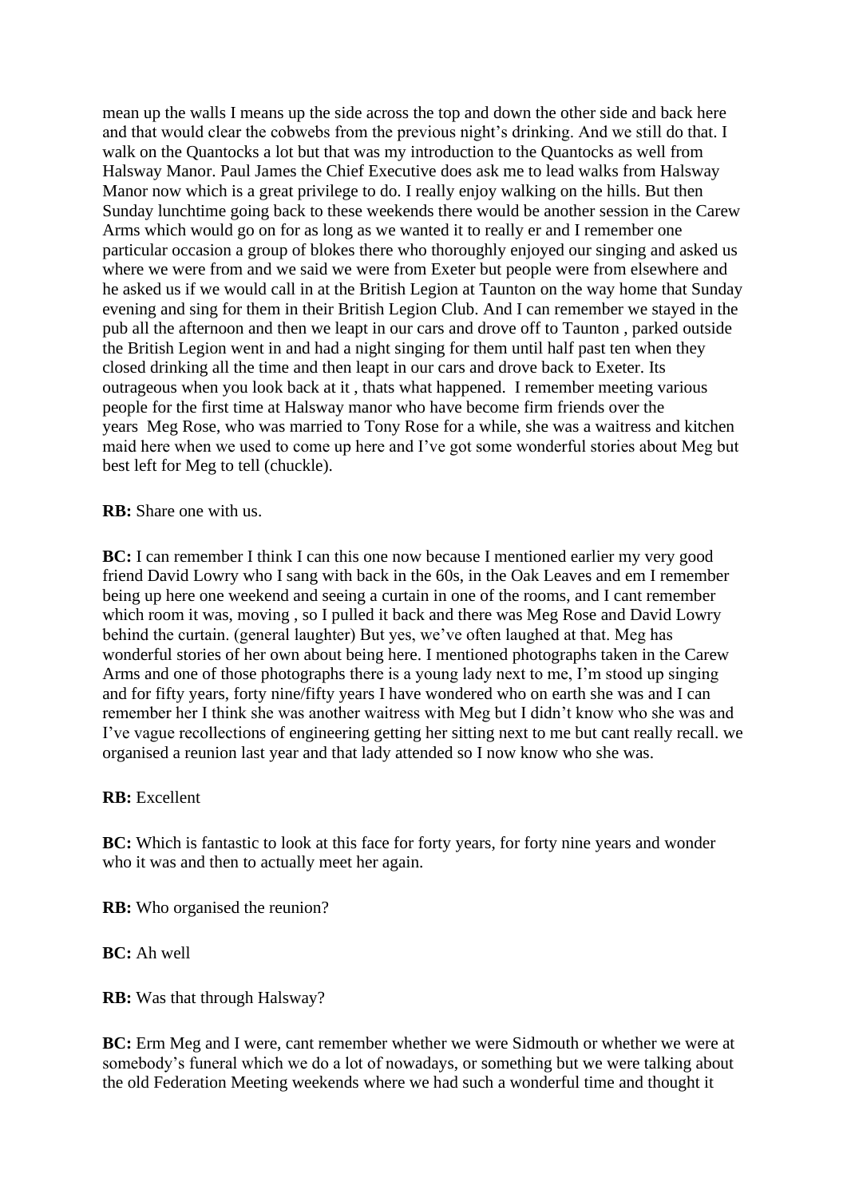mean up the walls I means up the side across the top and down the other side and back here and that would clear the cobwebs from the previous night's drinking. And we still do that. I walk on the Quantocks a lot but that was my introduction to the Quantocks as well from Halsway Manor. Paul James the Chief Executive does ask me to lead walks from Halsway Manor now which is a great privilege to do. I really enjoy walking on the hills. But then Sunday lunchtime going back to these weekends there would be another session in the Carew Arms which would go on for as long as we wanted it to really er and I remember one particular occasion a group of blokes there who thoroughly enjoyed our singing and asked us where we were from and we said we were from Exeter but people were from elsewhere and he asked us if we would call in at the British Legion at Taunton on the way home that Sunday evening and sing for them in their British Legion Club. And I can remember we stayed in the pub all the afternoon and then we leapt in our cars and drove off to Taunton , parked outside the British Legion went in and had a night singing for them until half past ten when they closed drinking all the time and then leapt in our cars and drove back to Exeter. Its outrageous when you look back at it , thats what happened. I remember meeting various people for the first time at Halsway manor who have become firm friends over the years Meg Rose, who was married to Tony Rose for a while, she was a waitress and kitchen maid here when we used to come up here and I've got some wonderful stories about Meg but best left for Meg to tell (chuckle).

**RB:** Share one with us.

**BC:** I can remember I think I can this one now because I mentioned earlier my very good friend David Lowry who I sang with back in the 60s, in the Oak Leaves and em I remember being up here one weekend and seeing a curtain in one of the rooms, and I cant remember which room it was, moving , so I pulled it back and there was Meg Rose and David Lowry behind the curtain. (general laughter) But yes, we've often laughed at that. Meg has wonderful stories of her own about being here. I mentioned photographs taken in the Carew Arms and one of those photographs there is a young lady next to me, I'm stood up singing and for fifty years, forty nine/fifty years I have wondered who on earth she was and I can remember her I think she was another waitress with Meg but I didn't know who she was and I've vague recollections of engineering getting her sitting next to me but cant really recall. we organised a reunion last year and that lady attended so I now know who she was.

**RB:** Excellent

**BC:** Which is fantastic to look at this face for forty years, for forty nine years and wonder who it was and then to actually meet her again.

**RB:** Who organised the reunion?

**BC:** Ah well

**RB:** Was that through Halsway?

**BC:** Erm Meg and I were, cant remember whether we were Sidmouth or whether we were at somebody's funeral which we do a lot of nowadays, or something but we were talking about the old Federation Meeting weekends where we had such a wonderful time and thought it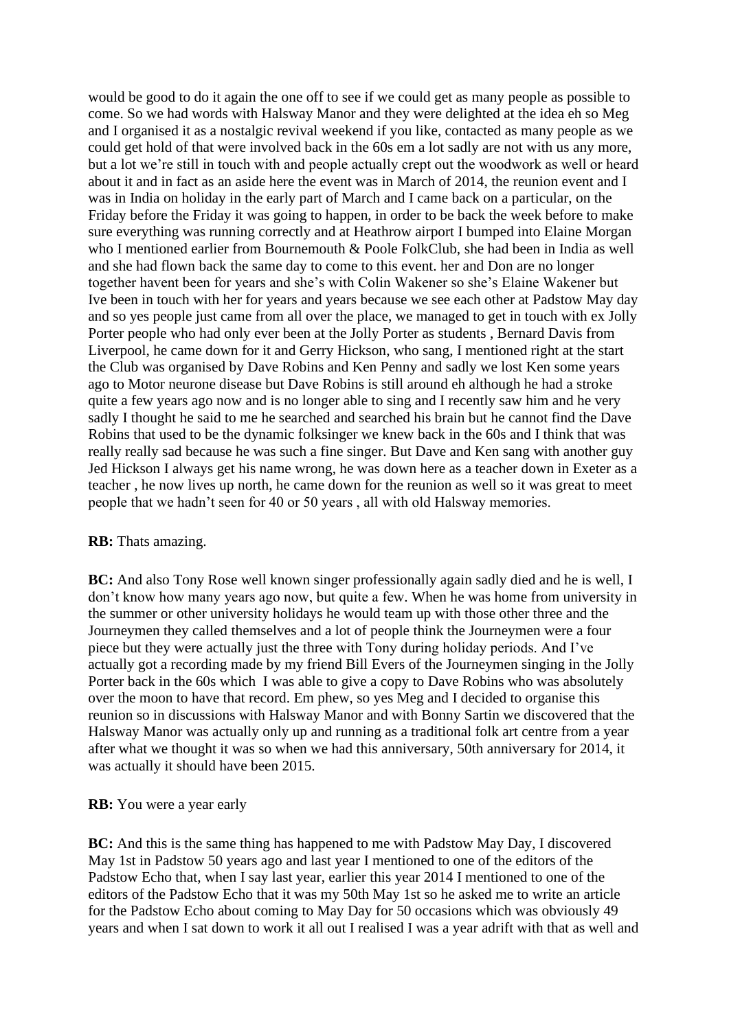would be good to do it again the one off to see if we could get as many people as possible to come. So we had words with Halsway Manor and they were delighted at the idea eh so Meg and I organised it as a nostalgic revival weekend if you like, contacted as many people as we could get hold of that were involved back in the 60s em a lot sadly are not with us any more, but a lot we're still in touch with and people actually crept out the woodwork as well or heard about it and in fact as an aside here the event was in March of 2014, the reunion event and I was in India on holiday in the early part of March and I came back on a particular, on the Friday before the Friday it was going to happen, in order to be back the week before to make sure everything was running correctly and at Heathrow airport I bumped into Elaine Morgan who I mentioned earlier from Bournemouth & Poole FolkClub, she had been in India as well and she had flown back the same day to come to this event. her and Don are no longer together havent been for years and she's with Colin Wakener so she's Elaine Wakener but Ive been in touch with her for years and years because we see each other at Padstow May day and so yes people just came from all over the place, we managed to get in touch with ex Jolly Porter people who had only ever been at the Jolly Porter as students , Bernard Davis from Liverpool, he came down for it and Gerry Hickson, who sang, I mentioned right at the start the Club was organised by Dave Robins and Ken Penny and sadly we lost Ken some years ago to Motor neurone disease but Dave Robins is still around eh although he had a stroke quite a few years ago now and is no longer able to sing and I recently saw him and he very sadly I thought he said to me he searched and searched his brain but he cannot find the Dave Robins that used to be the dynamic folksinger we knew back in the 60s and I think that was really really sad because he was such a fine singer. But Dave and Ken sang with another guy Jed Hickson I always get his name wrong, he was down here as a teacher down in Exeter as a teacher , he now lives up north, he came down for the reunion as well so it was great to meet people that we hadn't seen for 40 or 50 years , all with old Halsway memories.

**RB:** Thats amazing.

**BC:** And also Tony Rose well known singer professionally again sadly died and he is well, I don't know how many years ago now, but quite a few. When he was home from university in the summer or other university holidays he would team up with those other three and the Journeymen they called themselves and a lot of people think the Journeymen were a four piece but they were actually just the three with Tony during holiday periods. And I've actually got a recording made by my friend Bill Evers of the Journeymen singing in the Jolly Porter back in the 60s which I was able to give a copy to Dave Robins who was absolutely over the moon to have that record. Em phew, so yes Meg and I decided to organise this reunion so in discussions with Halsway Manor and with Bonny Sartin we discovered that the Halsway Manor was actually only up and running as a traditional folk art centre from a year after what we thought it was so when we had this anniversary, 50th anniversary for 2014, it was actually it should have been 2015.

**RB:** You were a year early

**BC:** And this is the same thing has happened to me with Padstow May Day, I discovered May 1st in Padstow 50 years ago and last year I mentioned to one of the editors of the Padstow Echo that, when I say last year, earlier this year 2014 I mentioned to one of the editors of the Padstow Echo that it was my 50th May 1st so he asked me to write an article for the Padstow Echo about coming to May Day for 50 occasions which was obviously 49 years and when I sat down to work it all out I realised I was a year adrift with that as well and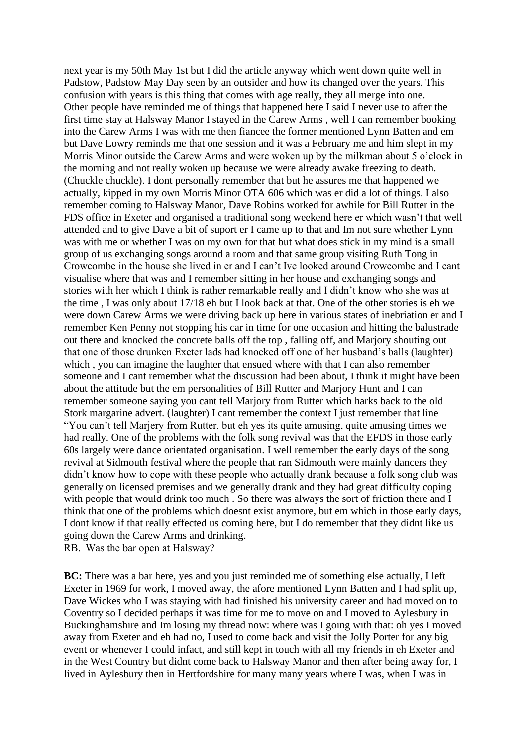next year is my 50th May 1st but I did the article anyway which went down quite well in Padstow, Padstow May Day seen by an outsider and how its changed over the years. This confusion with years is this thing that comes with age really, they all merge into one. Other people have reminded me of things that happened here I said I never use to after the first time stay at Halsway Manor I stayed in the Carew Arms , well I can remember booking into the Carew Arms I was with me then fiancee the former mentioned Lynn Batten and em but Dave Lowry reminds me that one session and it was a February me and him slept in my Morris Minor outside the Carew Arms and were woken up by the milkman about 5 o'clock in the morning and not really woken up because we were already awake freezing to death. (Chuckle chuckle). I dont personally remember that but he assures me that happened we actually, kipped in my own Morris Minor OTA 606 which was er did a lot of things. I also remember coming to Halsway Manor, Dave Robins worked for awhile for Bill Rutter in the FDS office in Exeter and organised a traditional song weekend here er which wasn't that well attended and to give Dave a bit of suport er I came up to that and Im not sure whether Lynn was with me or whether I was on my own for that but what does stick in my mind is a small group of us exchanging songs around a room and that same group visiting Ruth Tong in Crowcombe in the house she lived in er and I can't Ive looked around Crowcombe and I cant visualise where that was and I remember sitting in her house and exchanging songs and stories with her which I think is rather remarkable really and I didn't know who she was at the time , I was only about 17/18 eh but I look back at that. One of the other stories is eh we were down Carew Arms we were driving back up here in various states of inebriation er and I remember Ken Penny not stopping his car in time for one occasion and hitting the balustrade out there and knocked the concrete balls off the top , falling off, and Marjory shouting out that one of those drunken Exeter lads had knocked off one of her husband's balls (laughter) which , you can imagine the laughter that ensued where with that I can also remember someone and I cant remember what the discussion had been about, I think it might have been about the attitude but the em personalities of Bill Rutter and Marjory Hunt and I can remember someone saying you cant tell Marjory from Rutter which harks back to the old Stork margarine advert. (laughter) I cant remember the context I just remember that line "You can't tell Marjery from Rutter. but eh yes its quite amusing, quite amusing times we had really. One of the problems with the folk song revival was that the EFDS in those early 60s largely were dance orientated organisation. I well remember the early days of the song revival at Sidmouth festival where the people that ran Sidmouth were mainly dancers they didn't know how to cope with these people who actually drank because a folk song club was generally on licensed premises and we generally drank and they had great difficulty coping with people that would drink too much . So there was always the sort of friction there and I think that one of the problems which doesnt exist anymore, but em which in those early days, I dont know if that really effected us coming here, but I do remember that they didnt like us going down the Carew Arms and drinking.

RB. Was the bar open at Halsway?

**BC:** There was a bar here, yes and you just reminded me of something else actually, I left Exeter in 1969 for work, I moved away, the afore mentioned Lynn Batten and I had split up, Dave Wickes who I was staying with had finished his university career and had moved on to Coventry so I decided perhaps it was time for me to move on and I moved to Aylesbury in Buckinghamshire and Im losing my thread now: where was I going with that: oh yes I moved away from Exeter and eh had no, I used to come back and visit the Jolly Porter for any big event or whenever I could infact, and still kept in touch with all my friends in eh Exeter and in the West Country but didnt come back to Halsway Manor and then after being away for, I lived in Aylesbury then in Hertfordshire for many many years where I was, when I was in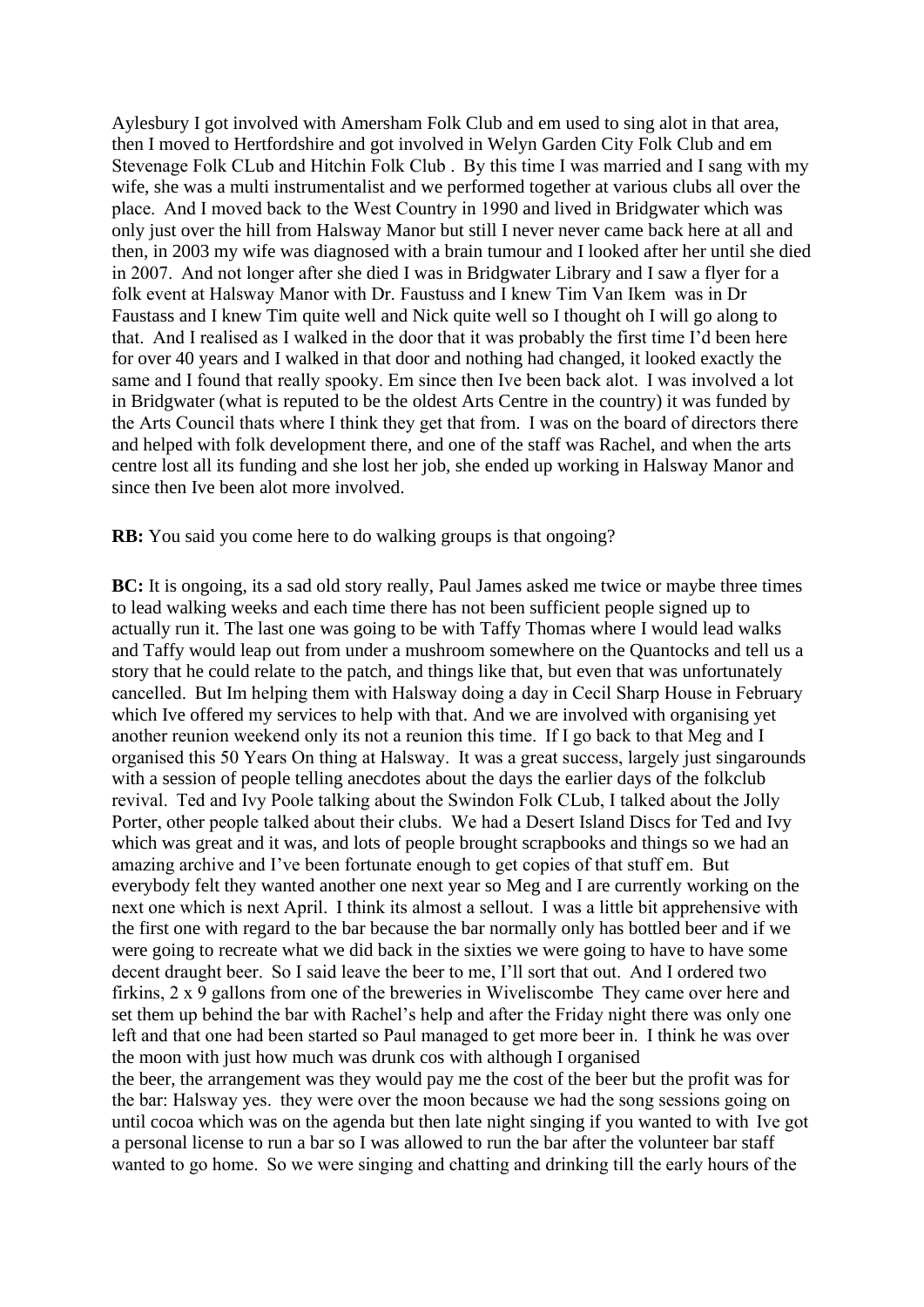Aylesbury I got involved with Amersham Folk Club and em used to sing alot in that area, then I moved to Hertfordshire and got involved in Welyn Garden City Folk Club and em Stevenage Folk CLub and Hitchin Folk Club . By this time I was married and I sang with my wife, she was a multi instrumentalist and we performed together at various clubs all over the place. And I moved back to the West Country in 1990 and lived in Bridgwater which was only just over the hill from Halsway Manor but still I never never came back here at all and then, in 2003 my wife was diagnosed with a brain tumour and I looked after her until she died in 2007. And not longer after she died I was in Bridgwater Library and I saw a flyer for a folk event at Halsway Manor with Dr. Faustuss and I knew Tim Van Ikem was in Dr Faustass and I knew Tim quite well and Nick quite well so I thought oh I will go along to that. And I realised as I walked in the door that it was probably the first time I'd been here for over 40 years and I walked in that door and nothing had changed, it looked exactly the same and I found that really spooky. Em since then Ive been back alot. I was involved a lot in Bridgwater (what is reputed to be the oldest Arts Centre in the country) it was funded by the Arts Council thats where I think they get that from. I was on the board of directors there and helped with folk development there, and one of the staff was Rachel, and when the arts centre lost all its funding and she lost her job, she ended up working in Halsway Manor and since then Ive been alot more involved.

**RB:** You said you come here to do walking groups is that ongoing?

**BC:** It is ongoing, its a sad old story really, Paul James asked me twice or maybe three times to lead walking weeks and each time there has not been sufficient people signed up to actually run it. The last one was going to be with Taffy Thomas where I would lead walks and Taffy would leap out from under a mushroom somewhere on the Quantocks and tell us a story that he could relate to the patch, and things like that, but even that was unfortunately cancelled. But Im helping them with Halsway doing a day in Cecil Sharp House in February which Ive offered my services to help with that. And we are involved with organising yet another reunion weekend only its not a reunion this time. If I go back to that Meg and I organised this 50 Years On thing at Halsway. It was a great success, largely just singarounds with a session of people telling anecdotes about the days the earlier days of the folkclub revival. Ted and Ivy Poole talking about the Swindon Folk CLub, I talked about the Jolly Porter, other people talked about their clubs. We had a Desert Island Discs for Ted and Ivy which was great and it was, and lots of people brought scrapbooks and things so we had an amazing archive and I've been fortunate enough to get copies of that stuff em. But everybody felt they wanted another one next year so Meg and I are currently working on the next one which is next April. I think its almost a sellout. I was a little bit apprehensive with the first one with regard to the bar because the bar normally only has bottled beer and if we were going to recreate what we did back in the sixties we were going to have to have some decent draught beer. So I said leave the beer to me, I'll sort that out. And I ordered two firkins, 2 x 9 gallons from one of the breweries in Wiveliscombe They came over here and set them up behind the bar with Rachel's help and after the Friday night there was only one left and that one had been started so Paul managed to get more beer in. I think he was over the moon with just how much was drunk cos with although I organised
the beer, the arrangement was they would pay me the cost of the beer but the profit was for the bar: Halsway yes. they were over the moon because we had the song sessions going on until cocoa which was on the agenda but then late night singing if you wanted to with Ive got a personal license to run a bar so I was allowed to run the bar after the volunteer bar staff wanted to go home. So we were singing and chatting and drinking till the early hours of the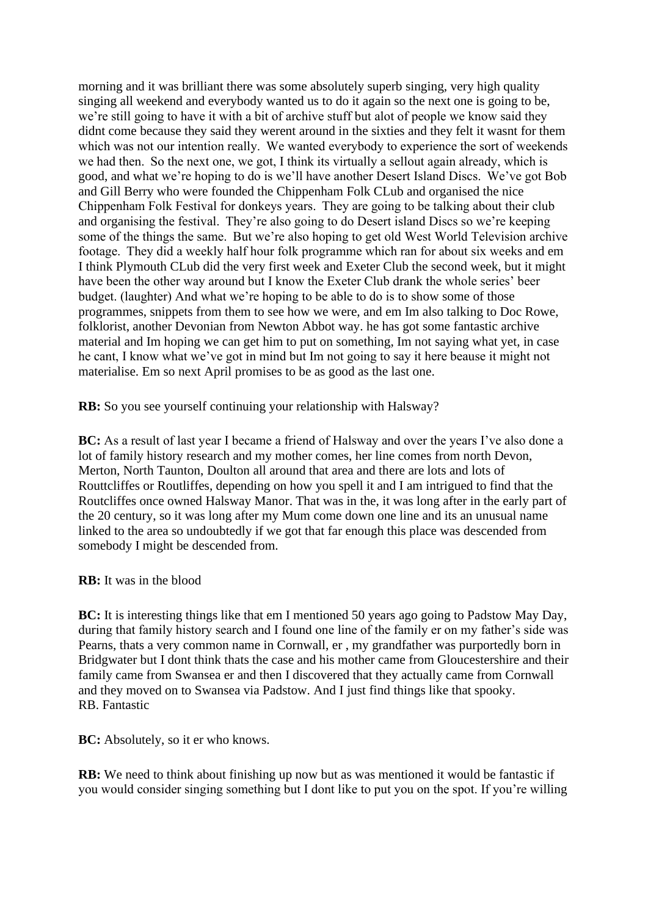morning and it was brilliant there was some absolutely superb singing, very high quality singing all weekend and everybody wanted us to do it again so the next one is going to be, we're still going to have it with a bit of archive stuff but alot of people we know said they didnt come because they said they werent around in the sixties and they felt it wasnt for them which was not our intention really. We wanted everybody to experience the sort of weekends we had then. So the next one, we got, I think its virtually a sellout again already, which is good, and what we're hoping to do is we'll have another Desert Island Discs. We've got Bob and Gill Berry who were founded the Chippenham Folk CLub and organised the nice Chippenham Folk Festival for donkeys years. They are going to be talking about their club and organising the festival. They're also going to do Desert island Discs so we're keeping some of the things the same. But we're also hoping to get old West World Television archive footage. They did a weekly half hour folk programme which ran for about six weeks and em I think Plymouth CLub did the very first week and Exeter Club the second week, but it might have been the other way around but I know the Exeter Club drank the whole series' beer budget. (laughter) And what we're hoping to be able to do is to show some of those programmes, snippets from them to see how we were, and em Im also talking to Doc Rowe, folklorist, another Devonian from Newton Abbot way. he has got some fantastic archive material and Im hoping we can get him to put on something, Im not saying what yet, in case he cant, I know what we've got in mind but Im not going to say it here beause it might not materialise. Em so next April promises to be as good as the last one.

**RB:** So you see yourself continuing your relationship with Halsway?

**BC:** As a result of last year I became a friend of Halsway and over the years I've also done a lot of family history research and my mother comes, her line comes from north Devon, Merton, North Taunton, Doulton all around that area and there are lots and lots of Routtcliffes or Routliffes, depending on how you spell it and I am intrigued to find that the Routcliffes once owned Halsway Manor. That was in the, it was long after in the early part of the 20 century, so it was long after my Mum come down one line and its an unusual name linked to the area so undoubtedly if we got that far enough this place was descended from somebody I might be descended from.

**RB:** It was in the blood

**BC:** It is interesting things like that em I mentioned 50 years ago going to Padstow May Day, during that family history search and I found one line of the family er on my father's side was Pearns, thats a very common name in Cornwall, er , my grandfather was purportedly born in Bridgwater but I dont think thats the case and his mother came from Gloucestershire and their family came from Swansea er and then I discovered that they actually came from Cornwall and they moved on to Swansea via Padstow. And I just find things like that spooky.
RB. Fantastic

**BC:** Absolutely, so it er who knows.

**RB:** We need to think about finishing up now but as was mentioned it would be fantastic if you would consider singing something but I dont like to put you on the spot. If you're willing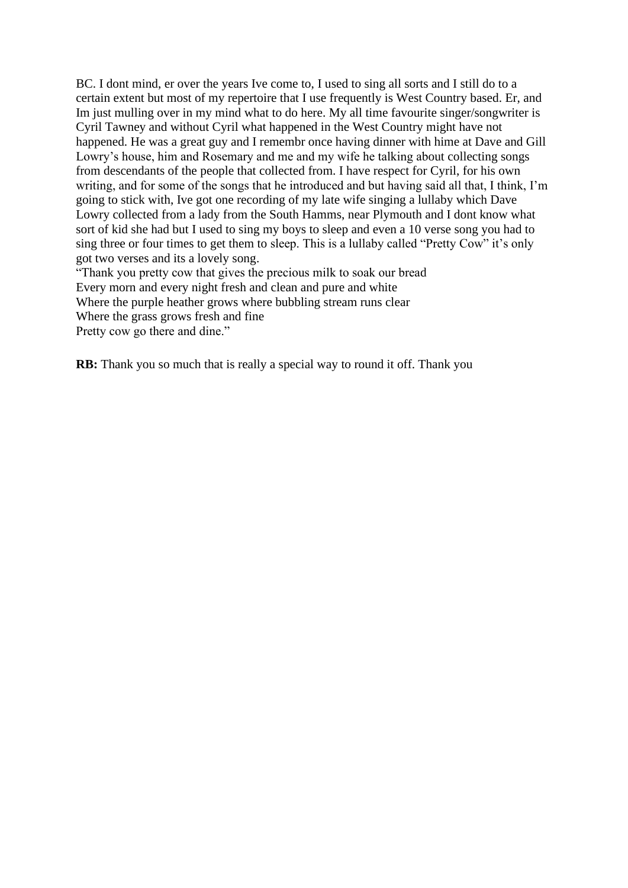BC. I dont mind, er over the years Ive come to, I used to sing all sorts and I still do to a certain extent but most of my repertoire that I use frequently is West Country based. Er, and Im just mulling over in my mind what to do here. My all time favourite singer/songwriter is Cyril Tawney and without Cyril what happened in the West Country might have not happened. He was a great guy and I remembr once having dinner with hime at Dave and Gill Lowry's house, him and Rosemary and me and my wife he talking about collecting songs from descendants of the people that collected from. I have respect for Cyril, for his own writing, and for some of the songs that he introduced and but having said all that, I think, I'm going to stick with, Ive got one recording of my late wife singing a lullaby which Dave Lowry collected from a lady from the South Hamms, near Plymouth and I dont know what sort of kid she had but I used to sing my boys to sleep and even a 10 verse song you had to sing three or four times to get them to sleep. This is a lullaby called "Pretty Cow" it's only got two verses and its a lovely song.

"Thank you pretty cow that gives the precious milk to soak our bread
Every morn and every night fresh and clean and pure and white
Where the purple heather grows where bubbling stream runs clear
Where the grass grows fresh and fine
Pretty cow go there and dine."

**RB:** Thank you so much that is really a special way to round it off. Thank you